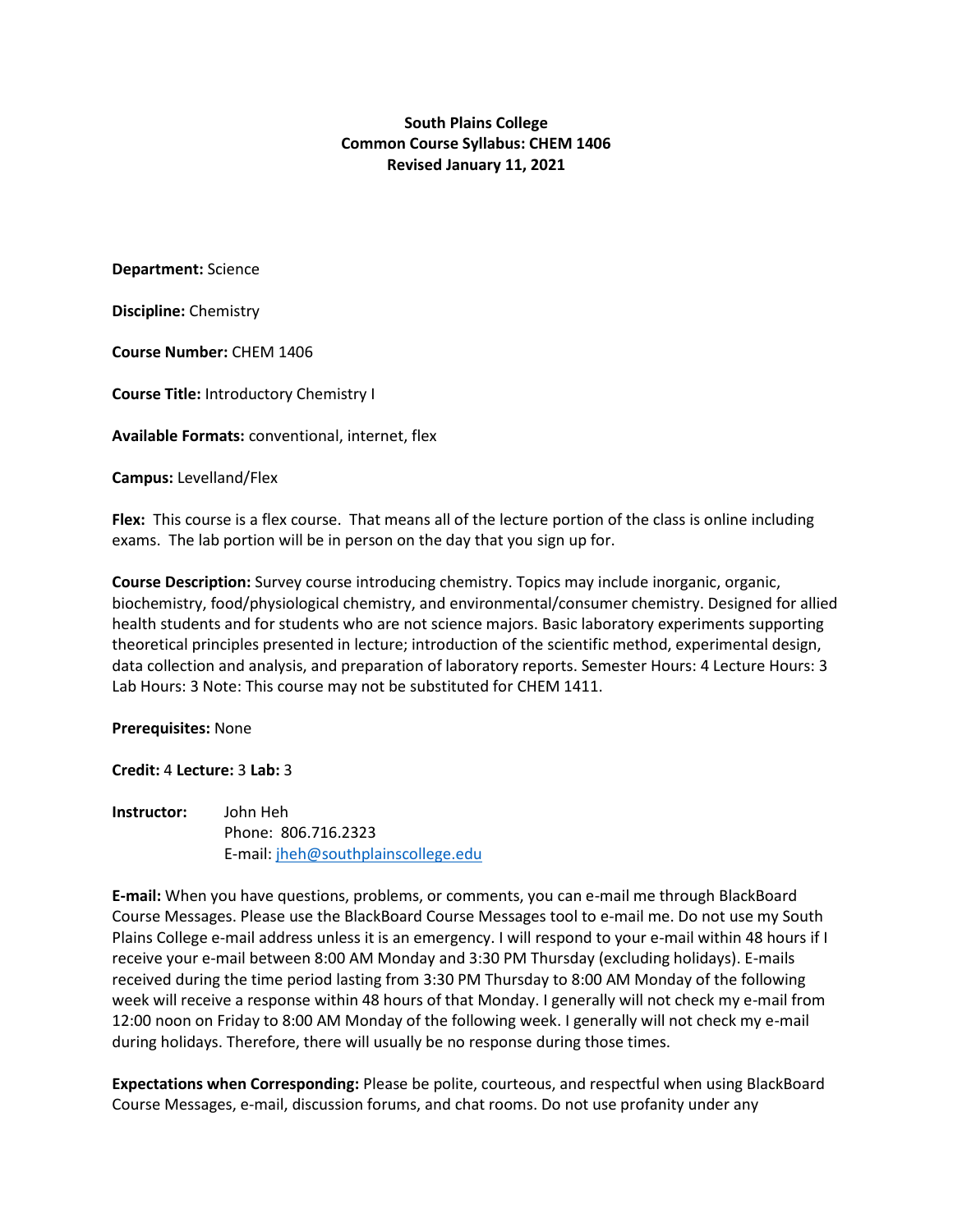**South Plains College**
**Common Course Syllabus: CHEM 1406**
**Revised January 11, 2021**

**Department:** Science

**Discipline:** Chemistry

**Course Number:** CHEM 1406

**Course Title:** Introductory Chemistry I

**Available Formats:** conventional, internet, flex

**Campus:** Levelland/Flex

**Flex:** This course is a flex course. That means all of the lecture portion of the class is online including exams. The lab portion will be in person on the day that you sign up for.

**Course Description:** Survey course introducing chemistry. Topics may include inorganic, organic, biochemistry, food/physiological chemistry, and environmental/consumer chemistry. Designed for allied health students and for students who are not science majors. Basic laboratory experiments supporting theoretical principles presented in lecture; introduction of the scientific method, experimental design, data collection and analysis, and preparation of laboratory reports. Semester Hours: 4 Lecture Hours: 3 Lab Hours: 3 Note: This course may not be substituted for CHEM 1411.

**Prerequisites:** None

**Credit:** 4 **Lecture:** 3 **Lab:** 3

**Instructor:** John Heh
Phone: 806.716.2323
E-mail: jheh@southplainscollege.edu

**E-mail:** When you have questions, problems, or comments, you can e-mail me through BlackBoard Course Messages. Please use the BlackBoard Course Messages tool to e-mail me. Do not use my South Plains College e-mail address unless it is an emergency. I will respond to your e-mail within 48 hours if I receive your e-mail between 8:00 AM Monday and 3:30 PM Thursday (excluding holidays). E-mails received during the time period lasting from 3:30 PM Thursday to 8:00 AM Monday of the following week will receive a response within 48 hours of that Monday. I generally will not check my e-mail from 12:00 noon on Friday to 8:00 AM Monday of the following week. I generally will not check my e-mail during holidays. Therefore, there will usually be no response during those times.

**Expectations when Corresponding:** Please be polite, courteous, and respectful when using BlackBoard Course Messages, e-mail, discussion forums, and chat rooms. Do not use profanity under any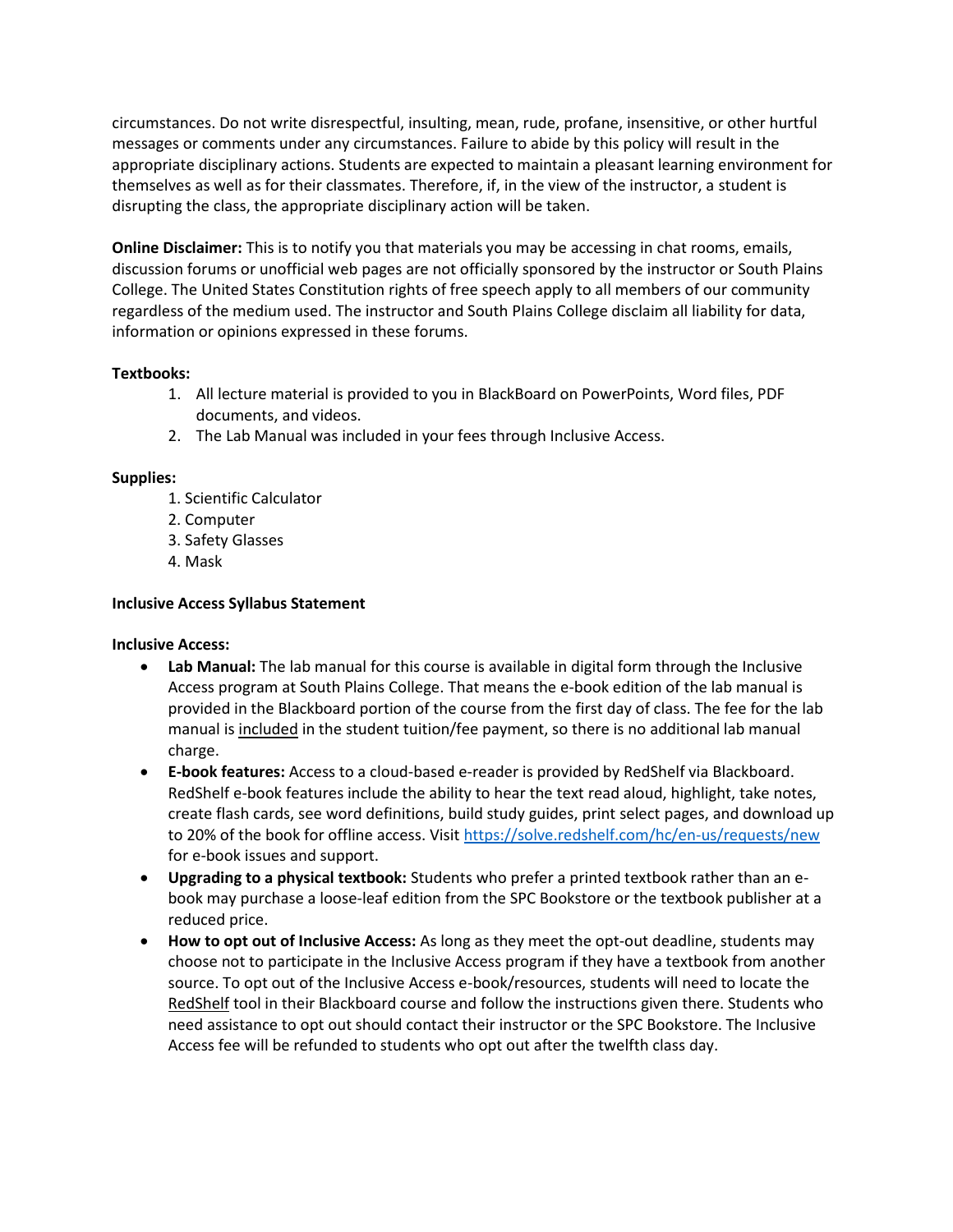circumstances. Do not write disrespectful, insulting, mean, rude, profane, insensitive, or other hurtful messages or comments under any circumstances. Failure to abide by this policy will result in the appropriate disciplinary actions. Students are expected to maintain a pleasant learning environment for themselves as well as for their classmates. Therefore, if, in the view of the instructor, a student is disrupting the class, the appropriate disciplinary action will be taken.

**Online Disclaimer:** This is to notify you that materials you may be accessing in chat rooms, emails, discussion forums or unofficial web pages are not officially sponsored by the instructor or South Plains College. The United States Constitution rights of free speech apply to all members of our community regardless of the medium used. The instructor and South Plains College disclaim all liability for data, information or opinions expressed in these forums.

**Textbooks:**

1. All lecture material is provided to you in BlackBoard on PowerPoints, Word files, PDF documents, and videos.
2. The Lab Manual was included in your fees through Inclusive Access.

**Supplies:**

1. Scientific Calculator
2. Computer
3. Safety Glasses
4. Mask

**Inclusive Access Syllabus Statement**

**Inclusive Access:**

- **Lab Manual:** The lab manual for this course is available in digital form through the Inclusive Access program at South Plains College. That means the e-book edition of the lab manual is provided in the Blackboard portion of the course from the first day of class. The fee for the lab manual is included in the student tuition/fee payment, so there is no additional lab manual charge.
- **E-book features:** Access to a cloud-based e-reader is provided by RedShelf via Blackboard. RedShelf e-book features include the ability to hear the text read aloud, highlight, take notes, create flash cards, see word definitions, build study guides, print select pages, and download up to 20% of the book for offline access. Visit [https://solve.redshelf.com/hc/en-us/requests/new](https://solve.redshelf.com/hc/en-us/requests/new) for e-book issues and support.
- **Upgrading to a physical textbook:** Students who prefer a printed textbook rather than an e-book may purchase a loose-leaf edition from the SPC Bookstore or the textbook publisher at a reduced price.
- **How to opt out of Inclusive Access:** As long as they meet the opt-out deadline, students may choose not to participate in the Inclusive Access program if they have a textbook from another source. To opt out of the Inclusive Access e-book/resources, students will need to locate the RedShelf tool in their Blackboard course and follow the instructions given there. Students who need assistance to opt out should contact their instructor or the SPC Bookstore. The Inclusive Access fee will be refunded to students who opt out after the twelfth class day.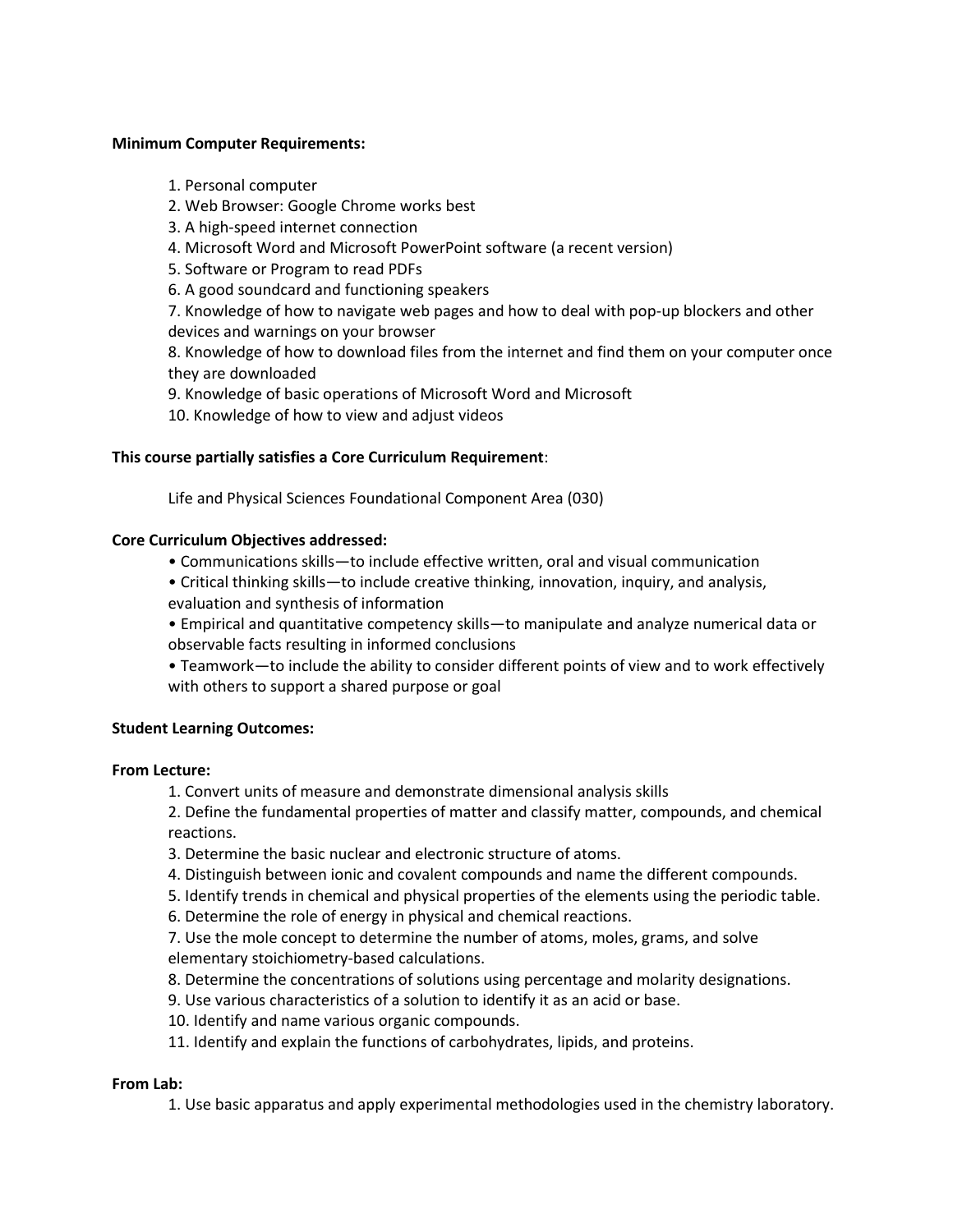**Minimum Computer Requirements:**

1. Personal computer
2. Web Browser: Google Chrome works best
3. A high-speed internet connection
4. Microsoft Word and Microsoft PowerPoint software (a recent version)
5. Software or Program to read PDFs
6. A good soundcard and functioning speakers
7. Knowledge of how to navigate web pages and how to deal with pop-up blockers and other devices and warnings on your browser
8. Knowledge of how to download files from the internet and find them on your computer once they are downloaded
9. Knowledge of basic operations of Microsoft Word and Microsoft
10. Knowledge of how to view and adjust videos

**This course partially satisfies a Core Curriculum Requirement**:

Life and Physical Sciences Foundational Component Area (030)

**Core Curriculum Objectives addressed:**

- Communications skills—to include effective written, oral and visual communication
- Critical thinking skills—to include creative thinking, innovation, inquiry, and analysis, evaluation and synthesis of information
- Empirical and quantitative competency skills—to manipulate and analyze numerical data or observable facts resulting in informed conclusions
- Teamwork—to include the ability to consider different points of view and to work effectively with others to support a shared purpose or goal

**Student Learning Outcomes:**

**From Lecture:**

1. Convert units of measure and demonstrate dimensional analysis skills
2. Define the fundamental properties of matter and classify matter, compounds, and chemical reactions.
3. Determine the basic nuclear and electronic structure of atoms.
4. Distinguish between ionic and covalent compounds and name the different compounds.
5. Identify trends in chemical and physical properties of the elements using the periodic table.
6. Determine the role of energy in physical and chemical reactions.
7. Use the mole concept to determine the number of atoms, moles, grams, and solve elementary stoichiometry-based calculations.
8. Determine the concentrations of solutions using percentage and molarity designations.
9. Use various characteristics of a solution to identify it as an acid or base.
10. Identify and name various organic compounds.
11. Identify and explain the functions of carbohydrates, lipids, and proteins.

**From Lab:**

1. Use basic apparatus and apply experimental methodologies used in the chemistry laboratory.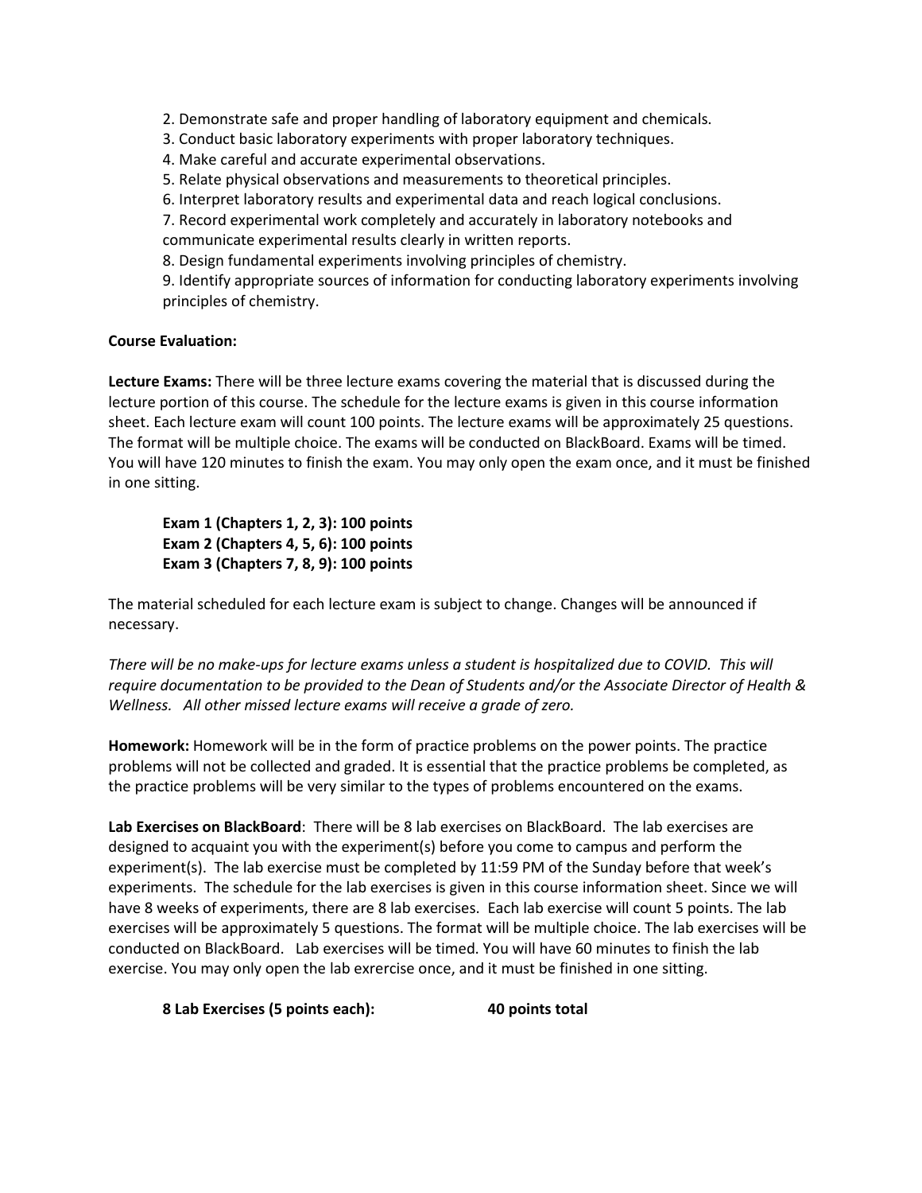2. Demonstrate safe and proper handling of laboratory equipment and chemicals.
3. Conduct basic laboratory experiments with proper laboratory techniques.
4. Make careful and accurate experimental observations.
5. Relate physical observations and measurements to theoretical principles.
6. Interpret laboratory results and experimental data and reach logical conclusions.
7. Record experimental work completely and accurately in laboratory notebooks and communicate experimental results clearly in written reports.
8. Design fundamental experiments involving principles of chemistry.
9. Identify appropriate sources of information for conducting laboratory experiments involving principles of chemistry.

**Course Evaluation:**

**Lecture Exams:** There will be three lecture exams covering the material that is discussed during the lecture portion of this course. The schedule for the lecture exams is given in this course information sheet. Each lecture exam will count 100 points. The lecture exams will be approximately 25 questions. The format will be multiple choice. The exams will be conducted on BlackBoard. Exams will be timed. You will have 120 minutes to finish the exam. You may only open the exam once, and it must be finished in one sitting.

**Exam 1 (Chapters 1, 2, 3): 100 points**
**Exam 2 (Chapters 4, 5, 6): 100 points**
**Exam 3 (Chapters 7, 8, 9): 100 points**

The material scheduled for each lecture exam is subject to change. Changes will be announced if necessary.

*There will be no make-ups for lecture exams unless a student is hospitalized due to COVID. This will require documentation to be provided to the Dean of Students and/or the Associate Director of Health & Wellness. All other missed lecture exams will receive a grade of zero.*

**Homework:** Homework will be in the form of practice problems on the power points. The practice problems will not be collected and graded. It is essential that the practice problems be completed, as the practice problems will be very similar to the types of problems encountered on the exams.

**Lab Exercises on BlackBoard**: There will be 8 lab exercises on BlackBoard. The lab exercises are designed to acquaint you with the experiment(s) before you come to campus and perform the experiment(s). The lab exercise must be completed by 11:59 PM of the Sunday before that week's experiments. The schedule for the lab exercises is given in this course information sheet. Since we will have 8 weeks of experiments, there are 8 lab exercises. Each lab exercise will count 5 points. The lab exercises will be approximately 5 questions. The format will be multiple choice. The lab exercises will be conducted on BlackBoard. Lab exercises will be timed. You will have 60 minutes to finish the lab exercise. You may only open the lab exrercise once, and it must be finished in one sitting.

**8 Lab Exercises (5 points each): 40 points total**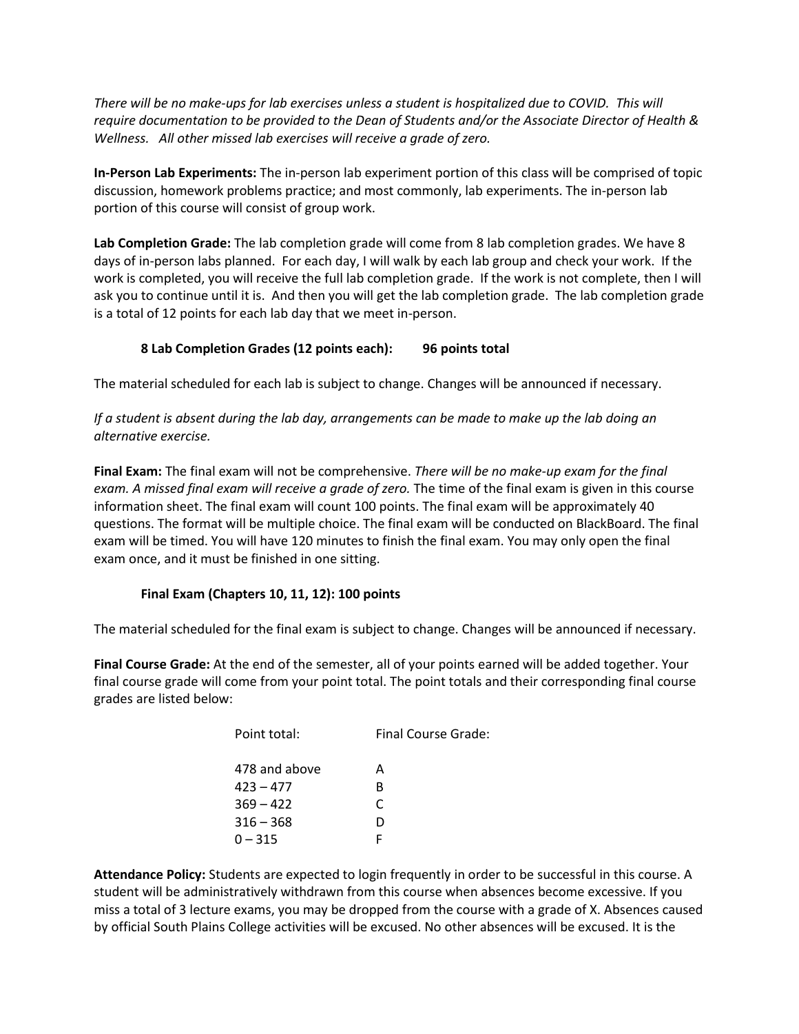*There will be no make-ups for lab exercises unless a student is hospitalized due to COVID. This will require documentation to be provided to the Dean of Students and/or the Associate Director of Health & Wellness. All other missed lab exercises will receive a grade of zero.*

**In-Person Lab Experiments:** The in-person lab experiment portion of this class will be comprised of topic discussion, homework problems practice; and most commonly, lab experiments. The in-person lab portion of this course will consist of group work.

**Lab Completion Grade:** The lab completion grade will come from 8 lab completion grades. We have 8 days of in-person labs planned. For each day, I will walk by each lab group and check your work. If the work is completed, you will receive the full lab completion grade. If the work is not complete, then I will ask you to continue until it is. And then you will get the lab completion grade. The lab completion grade is a total of 12 points for each lab day that we meet in-person.

**8 Lab Completion Grades (12 points each): 96 points total**

The material scheduled for each lab is subject to change. Changes will be announced if necessary.

*If a student is absent during the lab day, arrangements can be made to make up the lab doing an alternative exercise.*

**Final Exam:** The final exam will not be comprehensive. *There will be no make-up exam for the final exam. A missed final exam will receive a grade of zero.* The time of the final exam is given in this course information sheet. The final exam will count 100 points. The final exam will be approximately 40 questions. The format will be multiple choice. The final exam will be conducted on BlackBoard. The final exam will be timed. You will have 120 minutes to finish the final exam. You may only open the final exam once, and it must be finished in one sitting.

**Final Exam (Chapters 10, 11, 12): 100 points**

The material scheduled for the final exam is subject to change. Changes will be announced if necessary.

**Final Course Grade:** At the end of the semester, all of your points earned will be added together. Your final course grade will come from your point total. The point totals and their corresponding final course grades are listed below:

| Point total: | Final Course Grade: |
|---|---|
| 478 and above | A |
| 423 – 477 | B |
| 369 – 422 | C |
| 316 – 368 | D |
| 0 – 315 | F |

**Attendance Policy:** Students are expected to login frequently in order to be successful in this course. A student will be administratively withdrawn from this course when absences become excessive. If you miss a total of 3 lecture exams, you may be dropped from the course with a grade of X. Absences caused by official South Plains College activities will be excused. No other absences will be excused. It is the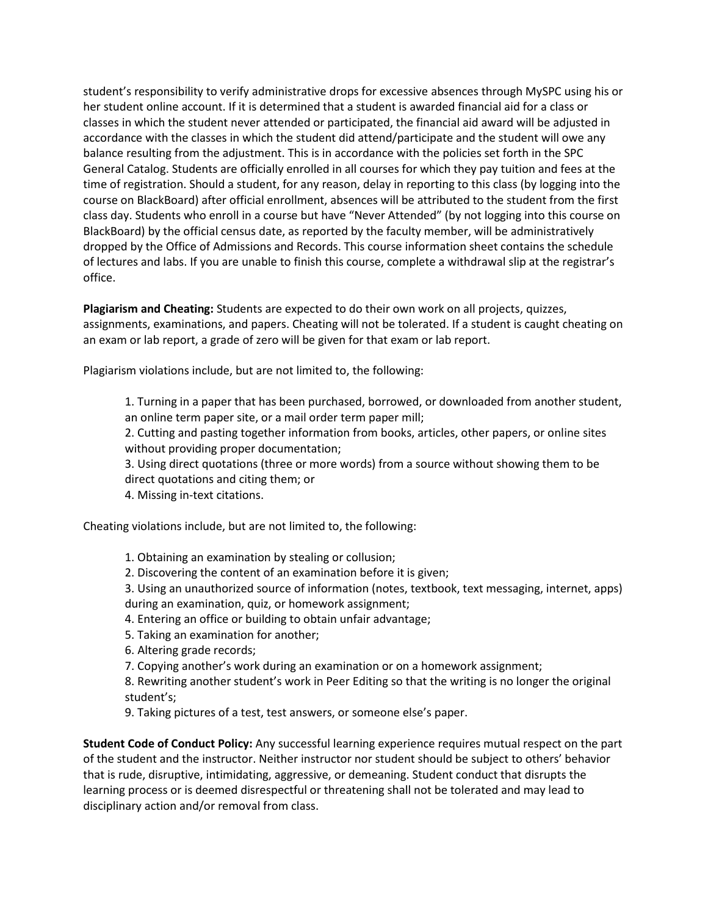student's responsibility to verify administrative drops for excessive absences through MySPC using his or her student online account. If it is determined that a student is awarded financial aid for a class or classes in which the student never attended or participated, the financial aid award will be adjusted in accordance with the classes in which the student did attend/participate and the student will owe any balance resulting from the adjustment. This is in accordance with the policies set forth in the SPC General Catalog. Students are officially enrolled in all courses for which they pay tuition and fees at the time of registration. Should a student, for any reason, delay in reporting to this class (by logging into the course on BlackBoard) after official enrollment, absences will be attributed to the student from the first class day. Students who enroll in a course but have "Never Attended" (by not logging into this course on BlackBoard) by the official census date, as reported by the faculty member, will be administratively dropped by the Office of Admissions and Records. This course information sheet contains the schedule of lectures and labs. If you are unable to finish this course, complete a withdrawal slip at the registrar's office.

**Plagiarism and Cheating:** Students are expected to do their own work on all projects, quizzes, assignments, examinations, and papers. Cheating will not be tolerated. If a student is caught cheating on an exam or lab report, a grade of zero will be given for that exam or lab report.

Plagiarism violations include, but are not limited to, the following:

1. Turning in a paper that has been purchased, borrowed, or downloaded from another student, an online term paper site, or a mail order term paper mill;
2. Cutting and pasting together information from books, articles, other papers, or online sites without providing proper documentation;
3. Using direct quotations (three or more words) from a source without showing them to be direct quotations and citing them; or
4. Missing in-text citations.

Cheating violations include, but are not limited to, the following:

1. Obtaining an examination by stealing or collusion;
2. Discovering the content of an examination before it is given;
3. Using an unauthorized source of information (notes, textbook, text messaging, internet, apps) during an examination, quiz, or homework assignment;
4. Entering an office or building to obtain unfair advantage;
5. Taking an examination for another;
6. Altering grade records;
7. Copying another's work during an examination or on a homework assignment;
8. Rewriting another student's work in Peer Editing so that the writing is no longer the original student's;
9. Taking pictures of a test, test answers, or someone else's paper.

**Student Code of Conduct Policy:** Any successful learning experience requires mutual respect on the part of the student and the instructor. Neither instructor nor student should be subject to others' behavior that is rude, disruptive, intimidating, aggressive, or demeaning. Student conduct that disrupts the learning process or is deemed disrespectful or threatening shall not be tolerated and may lead to disciplinary action and/or removal from class.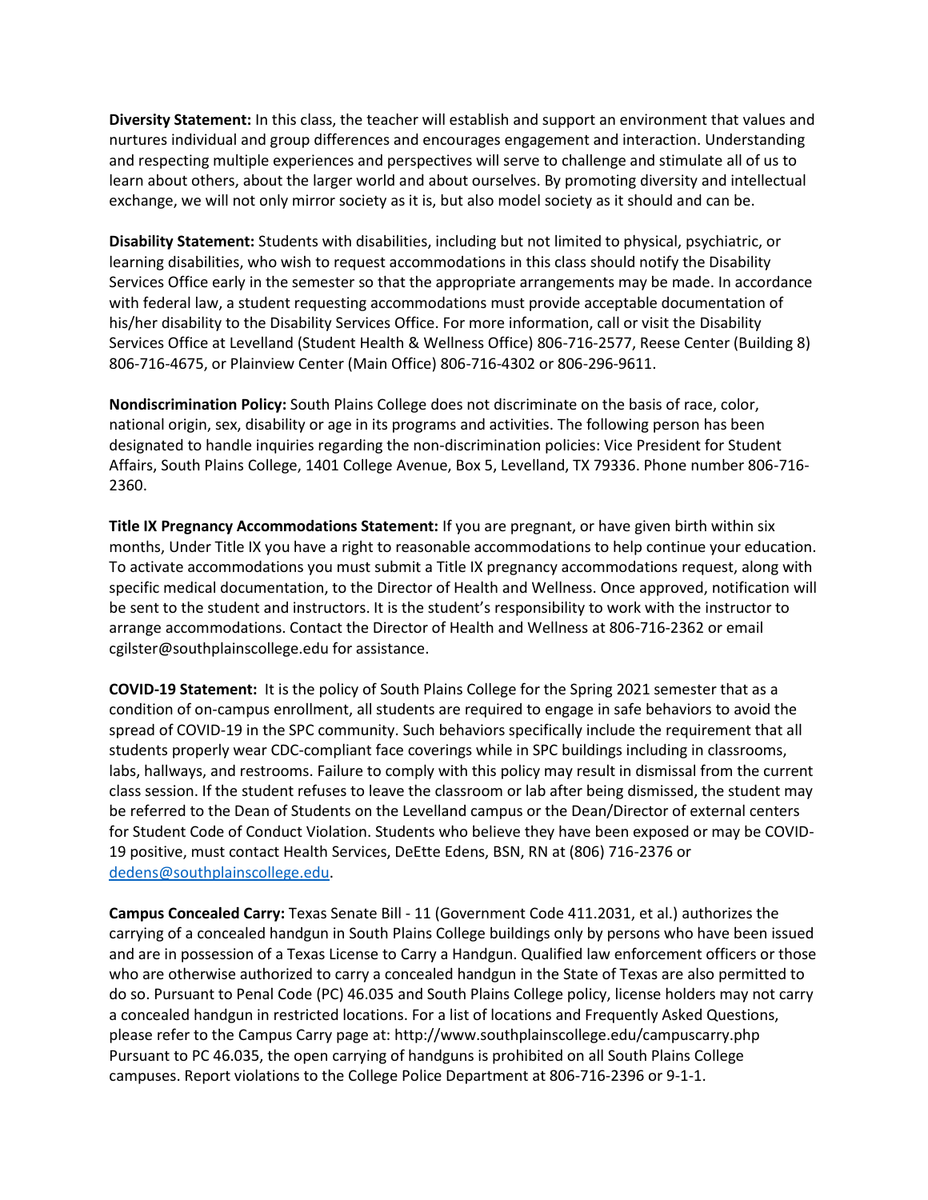**Diversity Statement:** In this class, the teacher will establish and support an environment that values and nurtures individual and group differences and encourages engagement and interaction. Understanding and respecting multiple experiences and perspectives will serve to challenge and stimulate all of us to learn about others, about the larger world and about ourselves. By promoting diversity and intellectual exchange, we will not only mirror society as it is, but also model society as it should and can be.

**Disability Statement:** Students with disabilities, including but not limited to physical, psychiatric, or learning disabilities, who wish to request accommodations in this class should notify the Disability Services Office early in the semester so that the appropriate arrangements may be made. In accordance with federal law, a student requesting accommodations must provide acceptable documentation of his/her disability to the Disability Services Office. For more information, call or visit the Disability Services Office at Levelland (Student Health & Wellness Office) 806-716-2577, Reese Center (Building 8) 806-716-4675, or Plainview Center (Main Office) 806-716-4302 or 806-296-9611.

**Nondiscrimination Policy:** South Plains College does not discriminate on the basis of race, color, national origin, sex, disability or age in its programs and activities. The following person has been designated to handle inquiries regarding the non-discrimination policies: Vice President for Student Affairs, South Plains College, 1401 College Avenue, Box 5, Levelland, TX 79336. Phone number 806-716-2360.

**Title IX Pregnancy Accommodations Statement:** If you are pregnant, or have given birth within six months, Under Title IX you have a right to reasonable accommodations to help continue your education. To activate accommodations you must submit a Title IX pregnancy accommodations request, along with specific medical documentation, to the Director of Health and Wellness. Once approved, notification will be sent to the student and instructors. It is the student's responsibility to work with the instructor to arrange accommodations. Contact the Director of Health and Wellness at 806-716-2362 or email cgilster@southplainscollege.edu for assistance.

**COVID-19 Statement:** It is the policy of South Plains College for the Spring 2021 semester that as a condition of on-campus enrollment, all students are required to engage in safe behaviors to avoid the spread of COVID-19 in the SPC community. Such behaviors specifically include the requirement that all students properly wear CDC-compliant face coverings while in SPC buildings including in classrooms, labs, hallways, and restrooms. Failure to comply with this policy may result in dismissal from the current class session. If the student refuses to leave the classroom or lab after being dismissed, the student may be referred to the Dean of Students on the Levelland campus or the Dean/Director of external centers for Student Code of Conduct Violation. Students who believe they have been exposed or may be COVID-19 positive, must contact Health Services, DeEtte Edens, BSN, RN at (806) 716-2376 or dedens@southplainscollege.edu.

**Campus Concealed Carry:** Texas Senate Bill - 11 (Government Code 411.2031, et al.) authorizes the carrying of a concealed handgun in South Plains College buildings only by persons who have been issued and are in possession of a Texas License to Carry a Handgun. Qualified law enforcement officers or those who are otherwise authorized to carry a concealed handgun in the State of Texas are also permitted to do so. Pursuant to Penal Code (PC) 46.035 and South Plains College policy, license holders may not carry a concealed handgun in restricted locations. For a list of locations and Frequently Asked Questions, please refer to the Campus Carry page at: http://www.southplainscollege.edu/campuscarry.php Pursuant to PC 46.035, the open carrying of handguns is prohibited on all South Plains College campuses. Report violations to the College Police Department at 806-716-2396 or 9-1-1.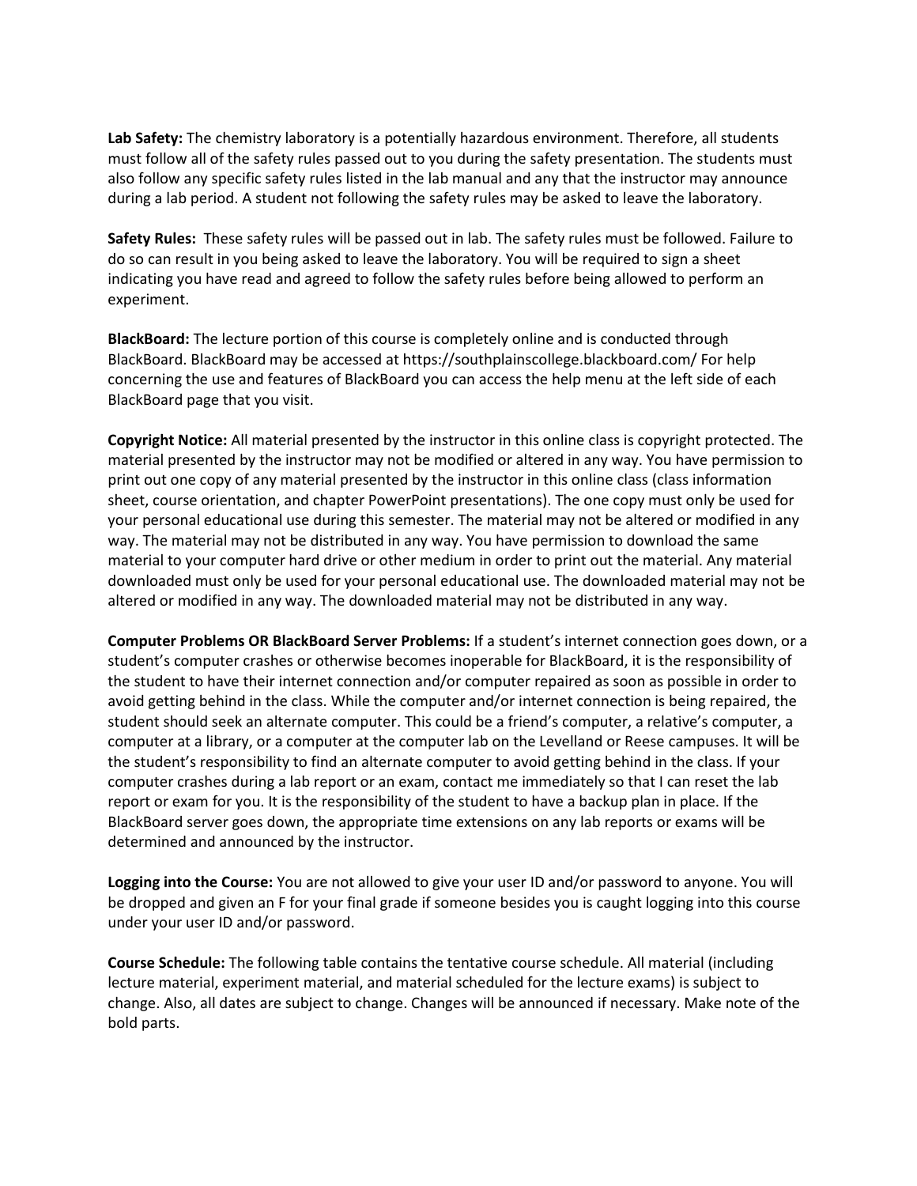**Lab Safety:** The chemistry laboratory is a potentially hazardous environment. Therefore, all students must follow all of the safety rules passed out to you during the safety presentation. The students must also follow any specific safety rules listed in the lab manual and any that the instructor may announce during a lab period. A student not following the safety rules may be asked to leave the laboratory.

**Safety Rules:** These safety rules will be passed out in lab. The safety rules must be followed. Failure to do so can result in you being asked to leave the laboratory. You will be required to sign a sheet indicating you have read and agreed to follow the safety rules before being allowed to perform an experiment.

**BlackBoard:** The lecture portion of this course is completely online and is conducted through BlackBoard. BlackBoard may be accessed at https://southplainscollege.blackboard.com/ For help concerning the use and features of BlackBoard you can access the help menu at the left side of each BlackBoard page that you visit.

**Copyright Notice:** All material presented by the instructor in this online class is copyright protected. The material presented by the instructor may not be modified or altered in any way. You have permission to print out one copy of any material presented by the instructor in this online class (class information sheet, course orientation, and chapter PowerPoint presentations). The one copy must only be used for your personal educational use during this semester. The material may not be altered or modified in any way. The material may not be distributed in any way. You have permission to download the same material to your computer hard drive or other medium in order to print out the material. Any material downloaded must only be used for your personal educational use. The downloaded material may not be altered or modified in any way. The downloaded material may not be distributed in any way.

**Computer Problems OR BlackBoard Server Problems:** If a student's internet connection goes down, or a student's computer crashes or otherwise becomes inoperable for BlackBoard, it is the responsibility of the student to have their internet connection and/or computer repaired as soon as possible in order to avoid getting behind in the class. While the computer and/or internet connection is being repaired, the student should seek an alternate computer. This could be a friend's computer, a relative's computer, a computer at a library, or a computer at the computer lab on the Levelland or Reese campuses. It will be the student's responsibility to find an alternate computer to avoid getting behind in the class. If your computer crashes during a lab report or an exam, contact me immediately so that I can reset the lab report or exam for you. It is the responsibility of the student to have a backup plan in place. If the BlackBoard server goes down, the appropriate time extensions on any lab reports or exams will be determined and announced by the instructor.

**Logging into the Course:** You are not allowed to give your user ID and/or password to anyone. You will be dropped and given an F for your final grade if someone besides you is caught logging into this course under your user ID and/or password.

**Course Schedule:** The following table contains the tentative course schedule. All material (including lecture material, experiment material, and material scheduled for the lecture exams) is subject to change. Also, all dates are subject to change. Changes will be announced if necessary. Make note of the bold parts.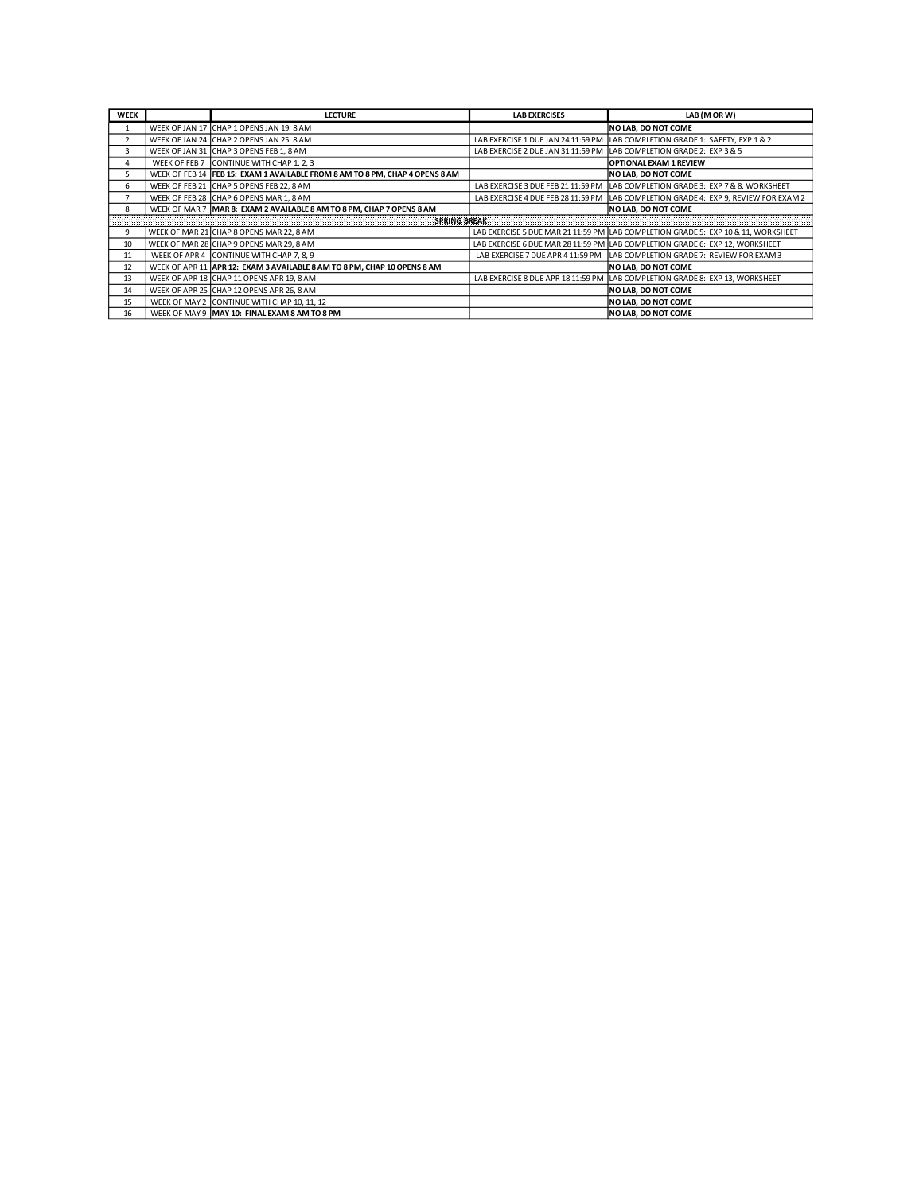| WEEK | | LECTURE | LAB EXERCISES | LAB (M OR W) |
|---|---|---|---|---|
| 1 | WEEK OF JAN 17 | CHAP 1 OPENS JAN 19. 8 AM | | **NO LAB, DO NOT COME** |
| 2 | WEEK OF JAN 24 | CHAP 2 OPENS JAN 25. 8 AM | LAB EXERCISE 1 DUE JAN 24 11:59 PM | LAB COMPLETION GRADE 1: SAFETY, EXP 1 & 2 |
| 3 | WEEK OF JAN 31 | CHAP 3 OPENS FEB 1, 8 AM | LAB EXERCISE 2 DUE JAN 31 11:59 PM | LAB COMPLETION GRADE 2: EXP 3 & 5 |
| 4 | WEEK OF FEB 7 | CONTINUE WITH CHAP 1, 2, 3 | | **OPTIONAL EXAM 1 REVIEW** |
| 5 | WEEK OF FEB 14 | **FEB 15: EXAM 1 AVAILABLE FROM 8 AM TO 8 PM, CHAP 4 OPENS 8 AM** | | **NO LAB, DO NOT COME** |
| 6 | WEEK OF FEB 21 | CHAP 5 OPENS FEB 22, 8 AM | LAB EXERCISE 3 DUE FEB 21 11:59 PM | LAB COMPLETION GRADE 3: EXP 7 & 8, WORKSHEET |
| 7 | WEEK OF FEB 28 | CHAP 6 OPENS MAR 1, 8 AM | LAB EXERCISE 4 DUE FEB 28 11:59 PM | LAB COMPLETION GRADE 4: EXP 9, REVIEW FOR EXAM 2 |
| 8 | WEEK OF MAR 7 | **MAR 8: EXAM 2 AVAILABLE 8 AM TO 8 PM, CHAP 7 OPENS 8 AM** | | **NO LAB, DO NOT COME** |
| | | **SPRING BREAK** | | |
| 9 | WEEK OF MAR 21 | CHAP 8 OPENS MAR 22, 8 AM | LAB EXERCISE 5 DUE MAR 21 11:59 PM | LAB COMPLETION GRADE 5: EXP 10 & 11, WORKSHEET |
| 10 | WEEK OF MAR 28 | CHAP 9 OPENS MAR 29, 8 AM | LAB EXERCISE 6 DUE MAR 28 11:59 PM | LAB COMPLETION GRADE 6: EXP 12, WORKSHEET |
| 11 | WEEK OF APR 4 | CONTINUE WITH CHAP 7, 8, 9 | LAB EXERCISE 7 DUE APR 4 11:59 PM | LAB COMPLETION GRADE 7: REVIEW FOR EXAM 3 |
| 12 | WEEK OF APR 11 | **APR 12: EXAM 3 AVAILABLE 8 AM TO 8 PM, CHAP 10 OPENS 8 AM** | | **NO LAB, DO NOT COME** |
| 13 | WEEK OF APR 18 | CHAP 11 OPENS APR 19, 8 AM | LAB EXERCISE 8 DUE APR 18 11:59 PM | LAB COMPLETION GRADE 8: EXP 13, WORKSHEET |
| 14 | WEEK OF APR 25 | CHAP 12 OPENS APR 26, 8 AM | | **NO LAB, DO NOT COME** |
| 15 | WEEK OF MAY 2 | CONTINUE WITH CHAP 10, 11, 12 | | **NO LAB, DO NOT COME** |
| 16 | WEEK OF MAY 9 | **MAY 10: FINAL EXAM 8 AM TO 8 PM** | | **NO LAB, DO NOT COME** |